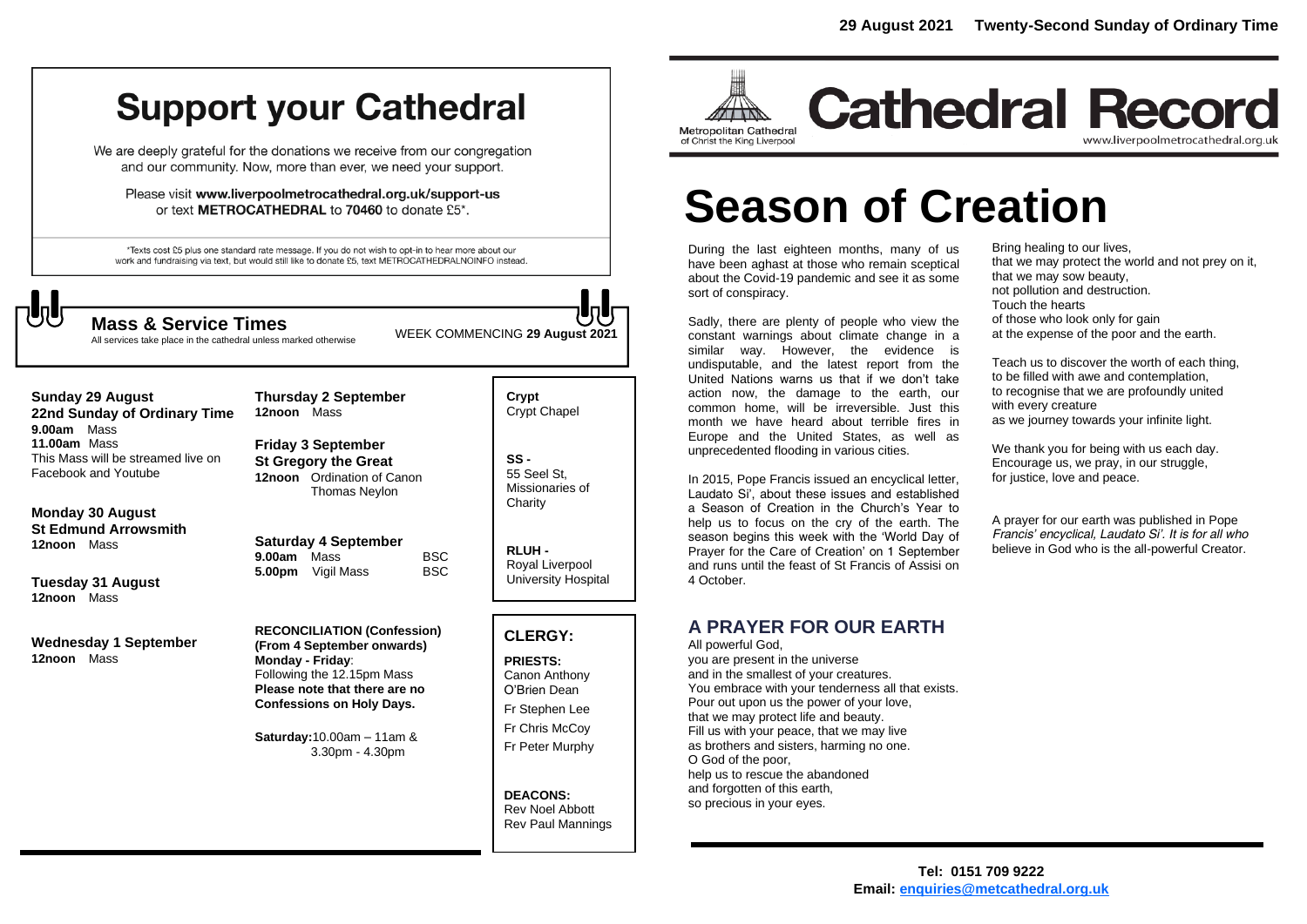# Support your Cathedral

We are deeply grateful for the donations we receive from our congregation and our community. Now, more than ever, we need your support.

Please visit **www.liverpoolmetrocathedral.org.uk/support-us** or text **METROCATHEDRAL** to **70460** to donate £5*.

*Texts cost £5 plus one standard rate message. If you do not wish to opt-in to hear more about our work and fundraising via text, but would still like to donate £5, text METROCATHEDRALNOINFO instead.

## Mass & Service Times

All services take place in the cathedral unless marked otherwise

WEEK COMMENCING **29 August 2021**

**Sunday 29 August**
**22nd Sunday of Ordinary Time**
**9.00am** Mass
**11.00am** Mass
This Mass will be streamed live on Facebook and Youtube

**Monday 30 August**
**St Edmund Arrowsmith**
**12noon** Mass

**Tuesday 31 August**
**12noon** Mass

**Wednesday 1 September**
**12noon** Mass

**Thursday 2 September**
**12noon** Mass

**Friday 3 September**
**St Gregory the Great**
**12noon** Ordination of Canon Thomas Neylon

**Saturday 4 September**
**9.00am** Mass BSC
**5.00pm** Vigil Mass BSC

**RECONCILIATION (Confession)**
**(From 4 September onwards)**
**Monday - Friday**:
Following the 12.15pm Mass
**Please note that there are no Confessions on Holy Days.**

**Saturday:** 10.00am – 11am & 3.30pm - 4.30pm

**Crypt**
Crypt Chapel

**SS -**
55 Seel St, Missionaries of Charity

**RLUH -**
Royal Liverpool University Hospital

### CLERGY:

**PRIESTS:**
Canon Anthony O'Brien Dean
Fr Stephen Lee
Fr Chris McCoy
Fr Peter Murphy

**DEACONS:**
Rev Noel Abbott
Rev Paul Mannings

**29 August 2021 Twenty-Second Sunday of Ordinary Time**

Metropolitan Cathedral of Christ the King Liverpool

# Cathedral Record

www.liverpoolmetrocathedral.org.uk

# Season of Creation

During the last eighteen months, many of us have been aghast at those who remain sceptical about the Covid-19 pandemic and see it as some sort of conspiracy.

Sadly, there are plenty of people who view the constant warnings about climate change in a similar way. However, the evidence is undisputable, and the latest report from the United Nations warns us that if we don't take action now, the damage to the earth, our common home, will be irreversible. Just this month we have heard about terrible fires in Europe and the United States, as well as unprecedented flooding in various cities.

In 2015, Pope Francis issued an encyclical letter, Laudato Si', about these issues and established a Season of Creation in the Church's Year to help us to focus on the cry of the earth. The season begins this week with the 'World Day of Prayer for the Care of Creation' on 1 September and runs until the feast of St Francis of Assisi on 4 October.

## A PRAYER FOR OUR EARTH

All powerful God,
you are present in the universe
and in the smallest of your creatures.
You embrace with your tenderness all that exists.
Pour out upon us the power of your love,
that we may protect life and beauty.
Fill us with your peace, that we may live
as brothers and sisters, harming no one.
O God of the poor,
help us to rescue the abandoned
and forgotten of this earth,
so precious in your eyes.

Bring healing to our lives,
that we may protect the world and not prey on it,
that we may sow beauty,
not pollution and destruction.
Touch the hearts
of those who look only for gain
at the expense of the poor and the earth.

Teach us to discover the worth of each thing,
to be filled with awe and contemplation,
to recognise that we are profoundly united
with every creature
as we journey towards your infinite light.

We thank you for being with us each day.
Encourage us, we pray, in our struggle,
for justice, love and peace.

A prayer for our earth was published in Pope *Francis' encyclical, Laudato Si'. It is for all who* believe in God who is the all-powerful Creator.

**Tel: 0151 709 9222**
**Email: enquiries@metcathedral.org.uk**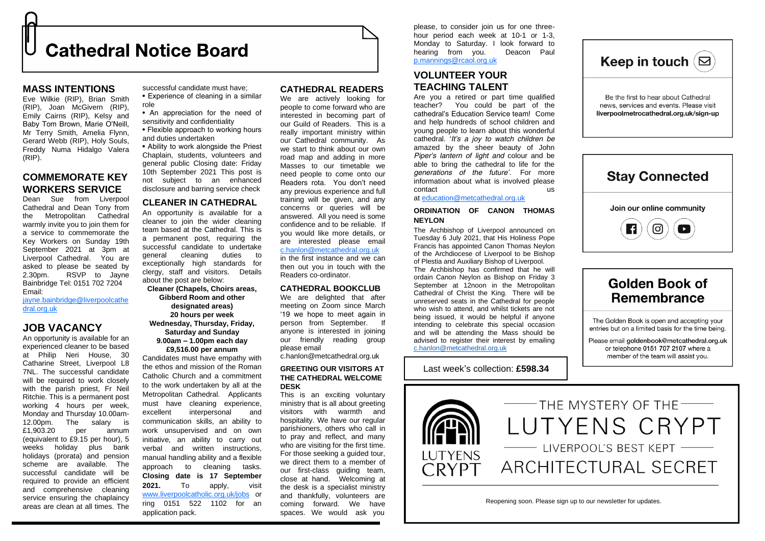# Cathedral Notice Board

## MASS INTENTIONS

Eve Wilkie (RIP), Brian Smith (RIP), Joan McGivern (RIP), Emily Cairns (RIP), Kelsy and Baby Tom Brown, Marie O'Neill, Mr Terry Smith, Amelia Flynn, Gerard Webb (RIP), Holy Souls, Freddy Numa Hidalgo Valera (RIP).

## COMMEMORATE KEY WORKERS SERVICE

Dean Sue from Liverpool Cathedral and Dean Tony from the Metropolitan Cathedral warmly invite you to join them for a service to commemorate the Key Workers on Sunday 19th September 2021 at 3pm at Liverpool Cathedral. You are asked to please be seated by 2.30pm. RSVP to Jayne Bainbridge Tel: 0151 702 7204 Email: jayne.bainbridge@liverpoolcathedral.org.uk

## JOB VACANCY

An opportunity is available for an experienced cleaner to be based at Philip Neri House, 30 Catharine Street, Liverpool L8 7NL. The successful candidate will be required to work closely with the parish priest, Fr Neil Ritchie. This is a permanent post working 4 hours per week, Monday and Thursday 10.00am-12.00pm. The salary is £1,903.20 per annum (equivalent to £9.15 per hour), 5 weeks holiday plus bank holidays (prorata) and pension scheme are available. The successful candidate will be required to provide an efficient and comprehensive cleaning service ensuring the chaplaincy areas are clean at all times. The successful candidate must have;

- Experience of cleaning in a similar role
- An appreciation for the need of sensitivity and confidentiality
- Flexible approach to working hours and duties undertaken
- Ability to work alongside the Priest Chaplain, students, volunteers and general public Closing date: Friday 10th September 2021 This post is not subject to an enhanced disclosure and barring service check

## CLEANER IN CATHEDRAL

An opportunity is available for a cleaner to join the wider cleaning team based at the Cathedral. This is a permanent post, requiring the successful candidate to undertake general cleaning duties to exceptionally high standards for clergy, staff and visitors. Details about the post are below:

**Cleaner (Chapels, Choirs areas, Gibberd Room and other designated areas)**
**20 hours per week**
**Wednesday, Thursday, Friday, Saturday and Sunday**
**9.00am – 1.00pm each day**
**£9,516.00 per annum**

Candidates must have empathy with the ethos and mission of the Roman Catholic Church and a commitment to the work undertaken by all at the Metropolitan Cathedral. Applicants must have cleaning experience, excellent interpersonal and communication skills, an ability to work unsupervised and on own initiative, an ability to carry out verbal and written instructions, manual handling ability and a flexible approach to cleaning tasks. **Closing date is 17 September 2021.** To apply, visit www.liverpoolcatholic.org.uk/jobs or ring 0151 522 1102 for an application pack.

## CATHEDRAL READERS

We are actively looking for people to come forward who are interested in becoming part of our Guild of Readers. This is a really important ministry within our Cathedral community. As we start to think about our own road map and adding in more Masses to our timetable we need people to come onto our Readers rota. You don't need any previous experience and full training will be given, and any concerns or queries will be answered. All you need is some confidence and to be reliable. If you would like more details, or are interested please email c.hanlon@metcathedral.org.uk in the first instance and we can then out you in touch with the Readers co-ordinator.

## CATHEDRAL BOOKCLUB

We are delighted that after meeting on Zoom since March '19 we hope to meet again in person from September. If anyone is interested in joining our friendly reading group please email c.hanlon@metcathedral.org.uk

### GREETING OUR VISITORS AT THE CATHEDRAL WELCOME DESK

This is an exciting voluntary ministry that is all about greeting visitors with warmth and hospitality. We have our regular parishioners, others who call in to pray and reflect, and many who are visiting for the first time. For those seeking a guided tour, we direct them to a member of our first-class guiding team, close at hand. Welcoming at the desk is a specialist ministry and thankfully, volunteers are coming forward. We have spaces. We would ask you please, to consider join us for one three-hour period each week at 10-1 or 1-3, Monday to Saturday. I look forward to hearing from you. Deacon Paul p.mannings@rcaol.org.uk

## VOLUNTEER YOUR TEACHING TALENT

Are you a retired or part time qualified teacher? You could be part of the cathedral's Education Service team! Come and help hundreds of school children and young people to learn about this wonderful cathedral. '*It's a joy to watch children be amazed by the sheer beauty of John Piper's lantern of light and* colour and be able to bring the cathedral to life for the *generations of the future'*. For more information about what is involved please contact us at education@metcathedral.org.uk

### ORDINATION OF CANON THOMAS NEYLON

The Archbishop of Liverpool announced on Tuesday 6 July 2021, that His Holiness Pope Francis has appointed Canon Thomas Neylon of the Archdiocese of Liverpool to be Bishop of Plestia and Auxiliary Bishop of Liverpool.

The Archbishop has confirmed that he will ordain Canon Neylon as Bishop on Friday 3 September at 12noon in the Metropolitan Cathedral of Christ the King. There will be unreserved seats in the Cathedral for people who wish to attend, and whilst tickets are not being issued, it would be helpful if anyone intending to celebrate this special occasion and will be attending the Mass should be advised to register their interest by emailing c.hanlon@metcathedral.org.uk

Last week's collection: **£598.34**

## Keep in touch

Be the first to hear about Cathedral news, services and events. Please visit **liverpoolmetrocathedral.org.uk/sign-up**

## Stay Connected

**Join our online community**

## Golden Book of Remembrance

The Golden Book is open and accepting your entries but on a limited basis for the time being.

Please email **goldenbook@metcathedral.org.uk** or telephone **0151 707 2107** where a member of the team will assist you.

LUTYENS CRYPT

THE MYSTERY OF THE LUTYENS CRYPT — LIVERPOOL'S BEST KEPT ARCHITECTURAL SECRET

Reopening soon. Please sign up to our newsletter for updates.